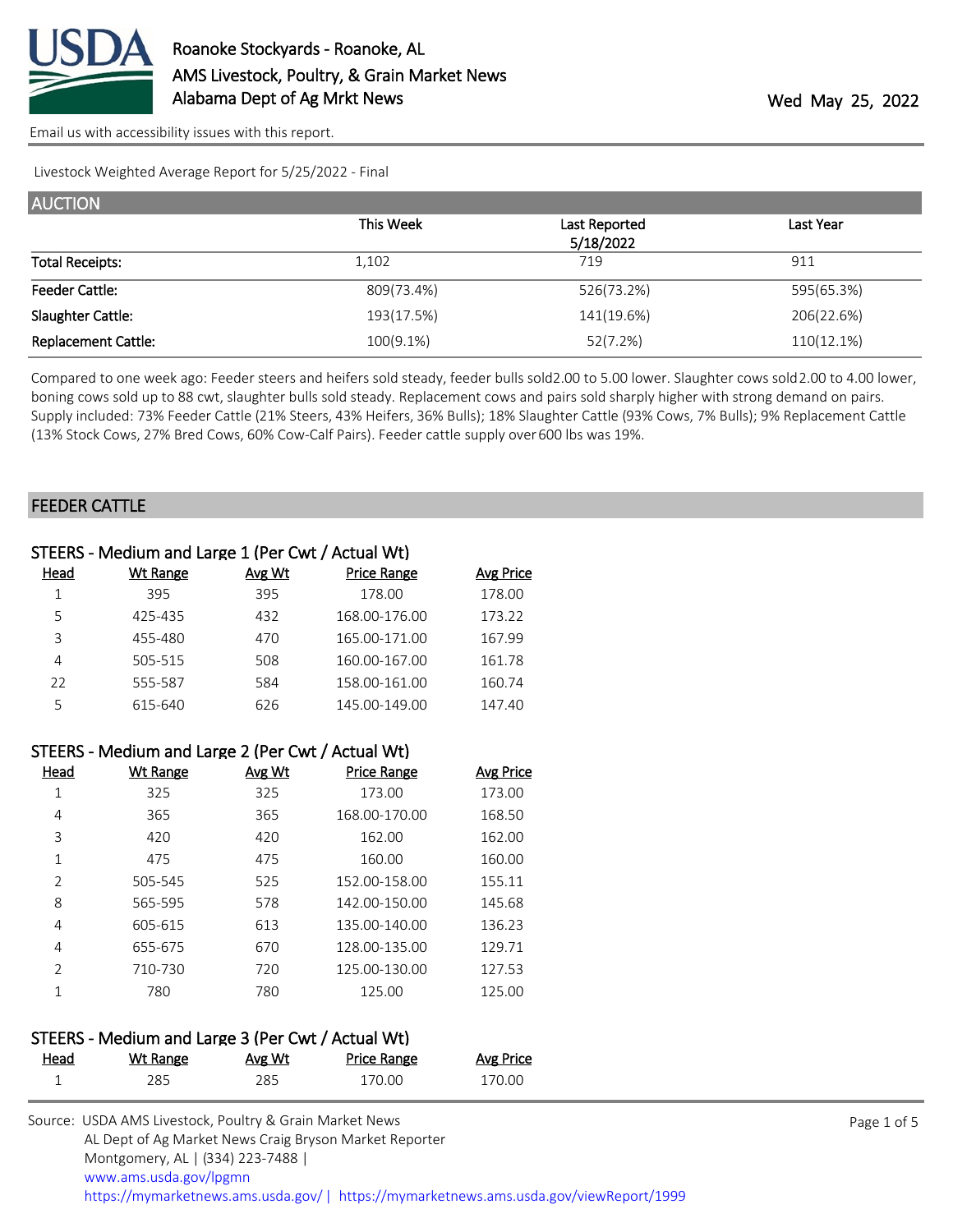# Roanoke Stockyards - Roanoke, AL

AMS Livestock, Poultry, & Grain Market News
Alabama Dept of Ag Mrkt News

Wed May 25, 2022

Email us with accessibility issues with this report.

Livestock Weighted Average Report for 5/25/2022 - Final

## AUCTION

| | This Week | Last Reported 5/18/2022 | Last Year |
|---|---|---|---|
| Total Receipts: | 1,102 | 719 | 911 |
| Feeder Cattle: | 809(73.4%) | 526(73.2%) | 595(65.3%) |
| Slaughter Cattle: | 193(17.5%) | 141(19.6%) | 206(22.6%) |
| Replacement Cattle: | 100(9.1%) | 52(7.2%) | 110(12.1%) |

Compared to one week ago: Feeder steers and heifers sold steady, feeder bulls sold 2.00 to 5.00 lower. Slaughter cows sold 2.00 to 4.00 lower, boning cows sold up to 88 cwt, slaughter bulls sold steady. Replacement cows and pairs sold sharply higher with strong demand on pairs. Supply included: 73% Feeder Cattle (21% Steers, 43% Heifers, 36% Bulls); 18% Slaughter Cattle (93% Cows, 7% Bulls); 9% Replacement Cattle (13% Stock Cows, 27% Bred Cows, 60% Cow-Calf Pairs). Feeder cattle supply over 600 lbs was 19%.

## FEEDER CATTLE

### STEERS - Medium and Large 1 (Per Cwt / Actual Wt)

| Head | Wt Range | Avg Wt | Price Range | Avg Price |
|---|---|---|---|---|
| 1 | 395 | 395 | 178.00 | 178.00 |
| 5 | 425-435 | 432 | 168.00-176.00 | 173.22 |
| 3 | 455-480 | 470 | 165.00-171.00 | 167.99 |
| 4 | 505-515 | 508 | 160.00-167.00 | 161.78 |
| 22 | 555-587 | 584 | 158.00-161.00 | 160.74 |
| 5 | 615-640 | 626 | 145.00-149.00 | 147.40 |

### STEERS - Medium and Large 2 (Per Cwt / Actual Wt)

| Head | Wt Range | Avg Wt | Price Range | Avg Price |
|---|---|---|---|---|
| 1 | 325 | 325 | 173.00 | 173.00 |
| 4 | 365 | 365 | 168.00-170.00 | 168.50 |
| 3 | 420 | 420 | 162.00 | 162.00 |
| 1 | 475 | 475 | 160.00 | 160.00 |
| 2 | 505-545 | 525 | 152.00-158.00 | 155.11 |
| 8 | 565-595 | 578 | 142.00-150.00 | 145.68 |
| 4 | 605-615 | 613 | 135.00-140.00 | 136.23 |
| 4 | 655-675 | 670 | 128.00-135.00 | 129.71 |
| 2 | 710-730 | 720 | 125.00-130.00 | 127.53 |
| 1 | 780 | 780 | 125.00 | 125.00 |

### STEERS - Medium and Large 3 (Per Cwt / Actual Wt)

| Head | Wt Range | Avg Wt | Price Range | Avg Price |
|---|---|---|---|---|
| 1 | 285 | 285 | 170.00 | 170.00 |

Source: USDA AMS Livestock, Poultry & Grain Market News
AL Dept of Ag Market News Craig Bryson Market Reporter
Montgomery, AL | (334) 223-7488 |
www.ams.usda.gov/lpgmn
https://mymarketnews.ams.usda.gov/ | https://mymarketnews.ams.usda.gov/viewReport/1999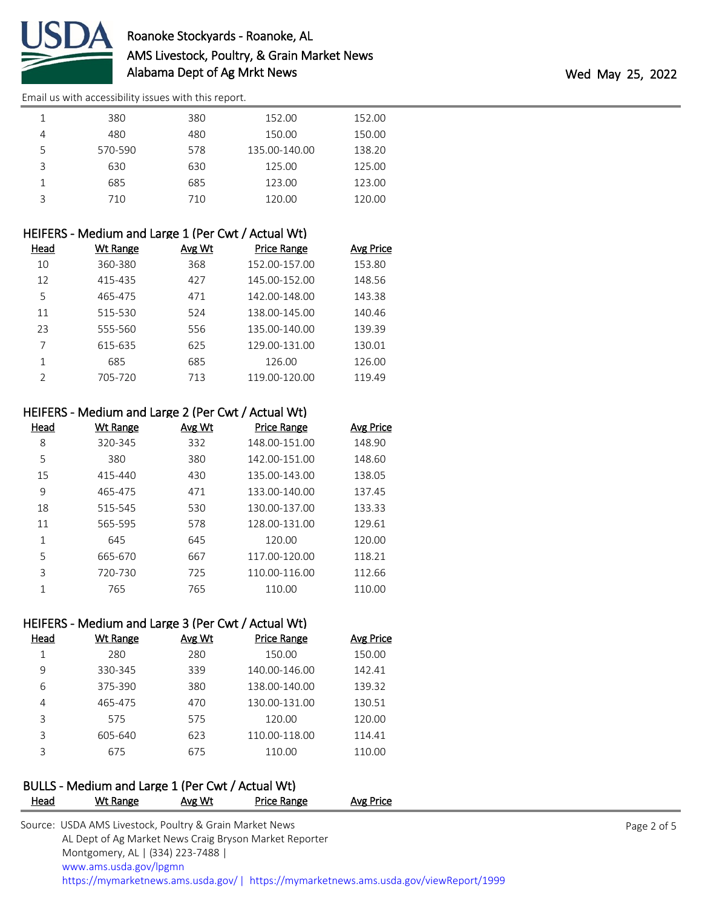| Head | Wt Range | Avg Wt | Price Range | Avg Price |
|---|---|---|---|---|
| 1 | 380 | 380 | 152.00 | 152.00 |
| 4 | 480 | 480 | 150.00 | 150.00 |
| 5 | 570-590 | 578 | 135.00-140.00 | 138.20 |
| 3 | 630 | 630 | 125.00 | 125.00 |
| 1 | 685 | 685 | 123.00 | 123.00 |
| 3 | 710 | 710 | 120.00 | 120.00 |

## HEIFERS - Medium and Large 1 (Per Cwt / Actual Wt)

| Head | Wt Range | Avg Wt | Price Range | Avg Price |
|---|---|---|---|---|
| 10 | 360-380 | 368 | 152.00-157.00 | 153.80 |
| 12 | 415-435 | 427 | 145.00-152.00 | 148.56 |
| 5 | 465-475 | 471 | 142.00-148.00 | 143.38 |
| 11 | 515-530 | 524 | 138.00-145.00 | 140.46 |
| 23 | 555-560 | 556 | 135.00-140.00 | 139.39 |
| 7 | 615-635 | 625 | 129.00-131.00 | 130.01 |
| 1 | 685 | 685 | 126.00 | 126.00 |
| 2 | 705-720 | 713 | 119.00-120.00 | 119.49 |

## HEIFERS - Medium and Large 2 (Per Cwt / Actual Wt)

| Head | Wt Range | Avg Wt | Price Range | Avg Price |
|---|---|---|---|---|
| 8 | 320-345 | 332 | 148.00-151.00 | 148.90 |
| 5 | 380 | 380 | 142.00-151.00 | 148.60 |
| 15 | 415-440 | 430 | 135.00-143.00 | 138.05 |
| 9 | 465-475 | 471 | 133.00-140.00 | 137.45 |
| 18 | 515-545 | 530 | 130.00-137.00 | 133.33 |
| 11 | 565-595 | 578 | 128.00-131.00 | 129.61 |
| 1 | 645 | 645 | 120.00 | 120.00 |
| 5 | 665-670 | 667 | 117.00-120.00 | 118.21 |
| 3 | 720-730 | 725 | 110.00-116.00 | 112.66 |
| 1 | 765 | 765 | 110.00 | 110.00 |

## HEIFERS - Medium and Large 3 (Per Cwt / Actual Wt)

| Head | Wt Range | Avg Wt | Price Range | Avg Price |
|---|---|---|---|---|
| 1 | 280 | 280 | 150.00 | 150.00 |
| 9 | 330-345 | 339 | 140.00-146.00 | 142.41 |
| 6 | 375-390 | 380 | 138.00-140.00 | 139.32 |
| 4 | 465-475 | 470 | 130.00-131.00 | 130.51 |
| 3 | 575 | 575 | 120.00 | 120.00 |
| 3 | 605-640 | 623 | 110.00-118.00 | 114.41 |
| 3 | 675 | 675 | 110.00 | 110.00 |

## BULLS - Medium and Large 1 (Per Cwt / Actual Wt)

| Head | Wt Range | Avg Wt | Price Range | Avg Price |
|---|---|---|---|---|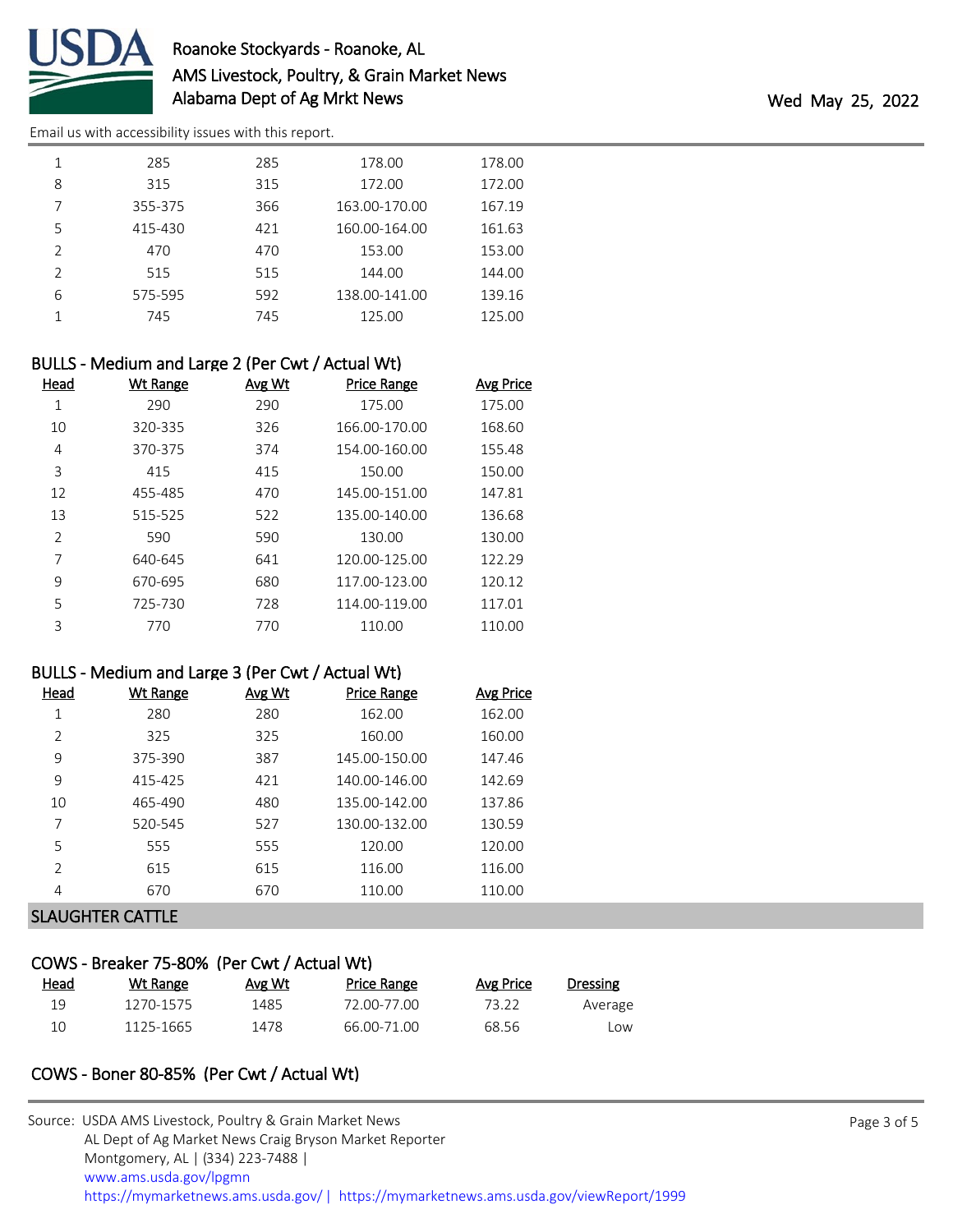| Head | Wt Range | Avg Wt | Price Range | Avg Price |
|---|---|---|---|---|
| 1 | 285 | 285 | 178.00 | 178.00 |
| 8 | 315 | 315 | 172.00 | 172.00 |
| 7 | 355-375 | 366 | 163.00-170.00 | 167.19 |
| 5 | 415-430 | 421 | 160.00-164.00 | 161.63 |
| 2 | 470 | 470 | 153.00 | 153.00 |
| 2 | 515 | 515 | 144.00 | 144.00 |
| 6 | 575-595 | 592 | 138.00-141.00 | 139.16 |
| 1 | 745 | 745 | 125.00 | 125.00 |

### BULLS - Medium and Large 2 (Per Cwt / Actual Wt)

| Head | Wt Range | Avg Wt | Price Range | Avg Price |
|---|---|---|---|---|
| 1 | 290 | 290 | 175.00 | 175.00 |
| 10 | 320-335 | 326 | 166.00-170.00 | 168.60 |
| 4 | 370-375 | 374 | 154.00-160.00 | 155.48 |
| 3 | 415 | 415 | 150.00 | 150.00 |
| 12 | 455-485 | 470 | 145.00-151.00 | 147.81 |
| 13 | 515-525 | 522 | 135.00-140.00 | 136.68 |
| 2 | 590 | 590 | 130.00 | 130.00 |
| 7 | 640-645 | 641 | 120.00-125.00 | 122.29 |
| 9 | 670-695 | 680 | 117.00-123.00 | 120.12 |
| 5 | 725-730 | 728 | 114.00-119.00 | 117.01 |
| 3 | 770 | 770 | 110.00 | 110.00 |

### BULLS - Medium and Large 3 (Per Cwt / Actual Wt)

| Head | Wt Range | Avg Wt | Price Range | Avg Price |
|---|---|---|---|---|
| 1 | 280 | 280 | 162.00 | 162.00 |
| 2 | 325 | 325 | 160.00 | 160.00 |
| 9 | 375-390 | 387 | 145.00-150.00 | 147.46 |
| 9 | 415-425 | 421 | 140.00-146.00 | 142.69 |
| 10 | 465-490 | 480 | 135.00-142.00 | 137.86 |
| 7 | 520-545 | 527 | 130.00-132.00 | 130.59 |
| 5 | 555 | 555 | 120.00 | 120.00 |
| 2 | 615 | 615 | 116.00 | 116.00 |
| 4 | 670 | 670 | 110.00 | 110.00 |

## SLAUGHTER CATTLE

### COWS - Breaker 75-80% (Per Cwt / Actual Wt)

| Head | Wt Range | Avg Wt | Price Range | Avg Price | Dressing |
|---|---|---|---|---|---|
| 19 | 1270-1575 | 1485 | 72.00-77.00 | 73.22 | Average |
| 10 | 1125-1665 | 1478 | 66.00-71.00 | 68.56 | Low |

### COWS - Boner 80-85% (Per Cwt / Actual Wt)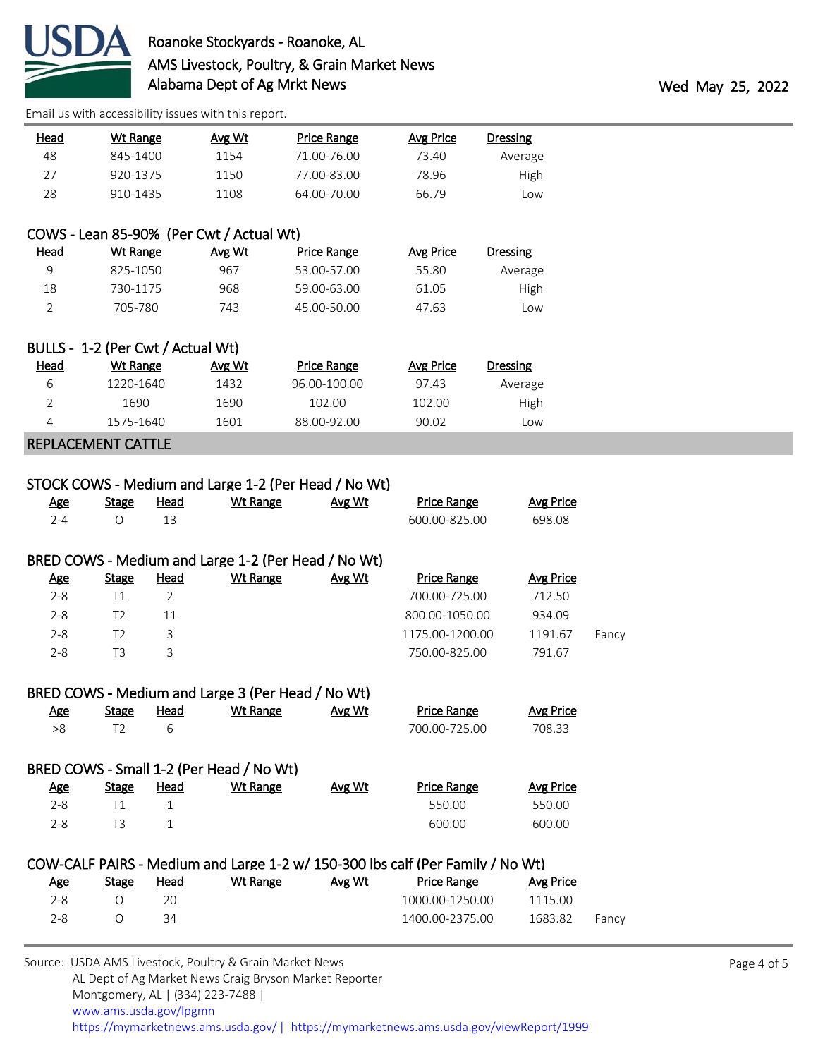Email us with accessibility issues with this report.

| Head | Wt Range | Avg Wt | Price Range | Avg Price | Dressing |
|---|---|---|---|---|---|
| 48 | 845-1400 | 1154 | 71.00-76.00 | 73.40 | Average |
| 27 | 920-1375 | 1150 | 77.00-83.00 | 78.96 | High |
| 28 | 910-1435 | 1108 | 64.00-70.00 | 66.79 | Low |

### COWS - Lean 85-90% (Per Cwt / Actual Wt)

| Head | Wt Range | Avg Wt | Price Range | Avg Price | Dressing |
|---|---|---|---|---|---|
| 9 | 825-1050 | 967 | 53.00-57.00 | 55.80 | Average |
| 18 | 730-1175 | 968 | 59.00-63.00 | 61.05 | High |
| 2 | 705-780 | 743 | 45.00-50.00 | 47.63 | Low |

### BULLS - 1-2 (Per Cwt / Actual Wt)

| Head | Wt Range | Avg Wt | Price Range | Avg Price | Dressing |
|---|---|---|---|---|---|
| 6 | 1220-1640 | 1432 | 96.00-100.00 | 97.43 | Average |
| 2 | 1690 | 1690 | 102.00 | 102.00 | High |
| 4 | 1575-1640 | 1601 | 88.00-92.00 | 90.02 | Low |

## REPLACEMENT CATTLE

### STOCK COWS - Medium and Large 1-2 (Per Head / No Wt)

| Age | Stage | Head | Wt Range | Avg Wt | Price Range | Avg Price |
|---|---|---|---|---|---|---|
| 2-4 | O | 13 | | | 600.00-825.00 | 698.08 |

### BRED COWS - Medium and Large 1-2 (Per Head / No Wt)

| Age | Stage | Head | Wt Range | Avg Wt | Price Range | Avg Price | |
|---|---|---|---|---|---|---|---|
| 2-8 | T1 | 2 | | | 700.00-725.00 | 712.50 | |
| 2-8 | T2 | 11 | | | 800.00-1050.00 | 934.09 | |
| 2-8 | T2 | 3 | | | 1175.00-1200.00 | 1191.67 | Fancy |
| 2-8 | T3 | 3 | | | 750.00-825.00 | 791.67 | |

### BRED COWS - Medium and Large 3 (Per Head / No Wt)

| Age | Stage | Head | Wt Range | Avg Wt | Price Range | Avg Price |
|---|---|---|---|---|---|---|
| >8 | T2 | 6 | | | 700.00-725.00 | 708.33 |

### BRED COWS - Small 1-2 (Per Head / No Wt)

| Age | Stage | Head | Wt Range | Avg Wt | Price Range | Avg Price |
|---|---|---|---|---|---|---|
| 2-8 | T1 | 1 | | | 550.00 | 550.00 |
| 2-8 | T3 | 1 | | | 600.00 | 600.00 |

### COW-CALF PAIRS - Medium and Large 1-2 w/ 150-300 lbs calf (Per Family / No Wt)

| Age | Stage | Head | Wt Range | Avg Wt | Price Range | Avg Price | |
|---|---|---|---|---|---|---|---|
| 2-8 | O | 20 | | | 1000.00-1250.00 | 1115.00 | |
| 2-8 | O | 34 | | | 1400.00-2375.00 | 1683.82 | Fancy |

Source: USDA AMS Livestock, Poultry & Grain Market News
AL Dept of Ag Market News Craig Bryson Market Reporter
Montgomery, AL | (334) 223-7488 |
www.ams.usda.gov/lpgmn
https://mymarketnews.ams.usda.gov/ | https://mymarketnews.ams.usda.gov/viewReport/1999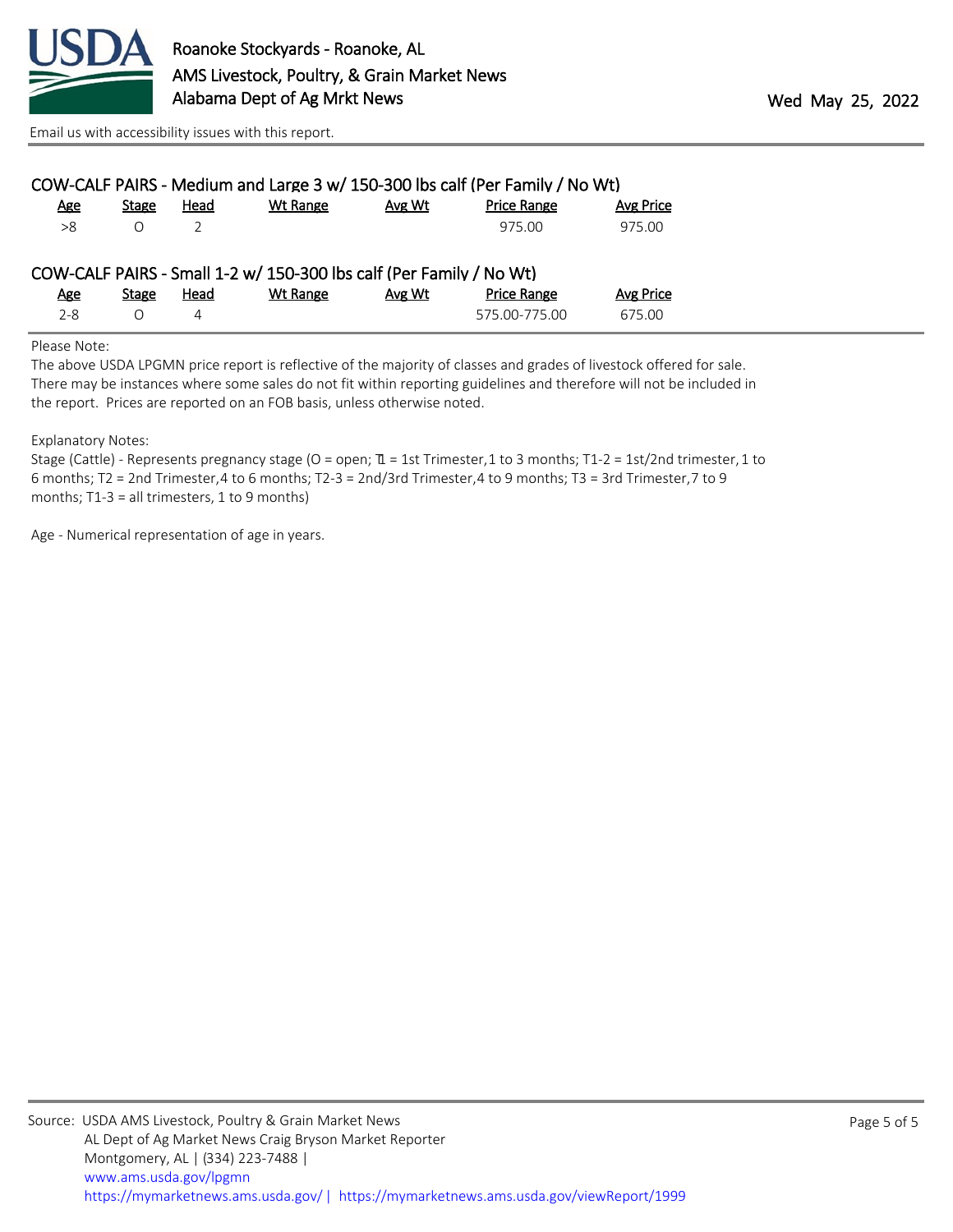## COW-CALF PAIRS - Medium and Large 3 w/ 150-300 lbs calf (Per Family / No Wt)

| Age | Stage | Head | Wt Range | Avg Wt | Price Range | Avg Price |
|---|---|---|---|---|---|---|
| >8 | O | 2 | | | 975.00 | 975.00 |

## COW-CALF PAIRS - Small 1-2 w/ 150-300 lbs calf (Per Family / No Wt)

| Age | Stage | Head | Wt Range | Avg Wt | Price Range | Avg Price |
|---|---|---|---|---|---|---|
| 2-8 | O | 4 | | | 575.00-775.00 | 675.00 |

Please Note:

The above USDA LPGMN price report is reflective of the majority of classes and grades of livestock offered for sale. There may be instances where some sales do not fit within reporting guidelines and therefore will not be included in the report. Prices are reported on an FOB basis, unless otherwise noted.

Explanatory Notes:

Stage (Cattle) - Represents pregnancy stage (O = open; T1 = 1st Trimester,1 to 3 months; T1-2 = 1st/2nd trimester, 1 to 6 months; T2 = 2nd Trimester,4 to 6 months; T2-3 = 2nd/3rd Trimester,4 to 9 months; T3 = 3rd Trimester,7 to 9 months; T1-3 = all trimesters, 1 to 9 months)

Age - Numerical representation of age in years.

Source: USDA AMS Livestock, Poultry & Grain Market News
AL Dept of Ag Market News Craig Bryson Market Reporter
Montgomery, AL | (334) 223-7488 |
www.ams.usda.gov/lpgmn
https://mymarketnews.ams.usda.gov/ | https://mymarketnews.ams.usda.gov/viewReport/1999